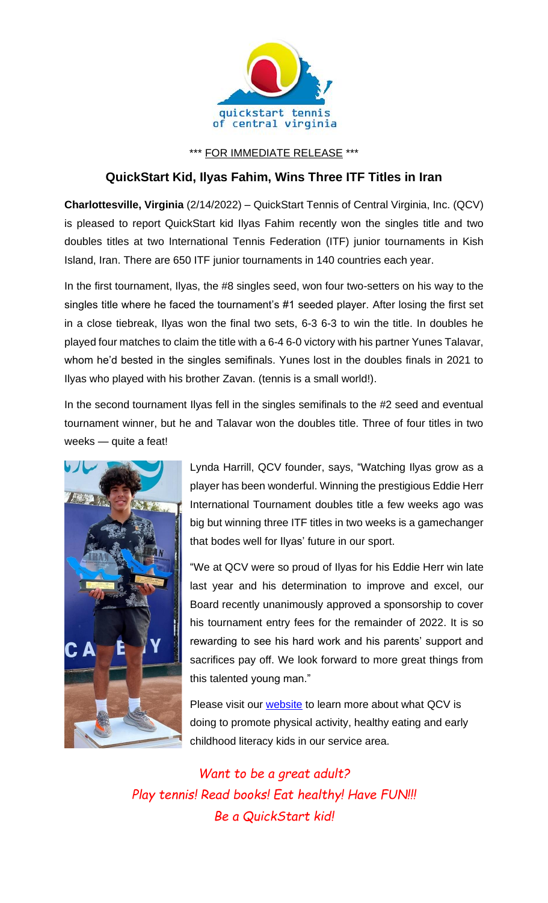quickstart tennis
of central virginia

\*\*\* FOR IMMEDIATE RELEASE \*\*\*

## QuickStart Kid, Ilyas Fahim, Wins Three ITF Titles in Iran

**Charlottesville, Virginia** (2/14/2022) – QuickStart Tennis of Central Virginia, Inc. (QCV) is pleased to report QuickStart kid Ilyas Fahim recently won the singles title and two doubles titles at two International Tennis Federation (ITF) junior tournaments in Kish Island, Iran. There are 650 ITF junior tournaments in 140 countries each year.

In the first tournament, Ilyas, the #8 singles seed, won four two-setters on his way to the singles title where he faced the tournament's #1 seeded player. After losing the first set in a close tiebreak, Ilyas won the final two sets, 6-3 6-3 to win the title. In doubles he played four matches to claim the title with a 6-4 6-0 victory with his partner Yunes Talavar, whom he'd bested in the singles semifinals. Yunes lost in the doubles finals in 2021 to Ilyas who played with his brother Zavan. (tennis is a small world!).

In the second tournament Ilyas fell in the singles semifinals to the #2 seed and eventual tournament winner, but he and Talavar won the doubles title. Three of four titles in two weeks — quite a feat!

Lynda Harrill, QCV founder, says, "Watching Ilyas grow as a player has been wonderful. Winning the prestigious Eddie Herr International Tournament doubles title a few weeks ago was big but winning three ITF titles in two weeks is a gamechanger that bodes well for Ilyas' future in our sport.

"We at QCV were so proud of Ilyas for his Eddie Herr win late last year and his determination to improve and excel, our Board recently unanimously approved a sponsorship to cover his tournament entry fees for the remainder of 2022. It is so rewarding to see his hard work and his parents' support and sacrifices pay off. We look forward to more great things from this talented young man."

Please visit our website to learn more about what QCV is doing to promote physical activity, healthy eating and early childhood literacy kids in our service area.

*Want to be a great adult?*
*Play tennis! Read books! Eat healthy! Have FUN!!!*
*Be a QuickStart kid!*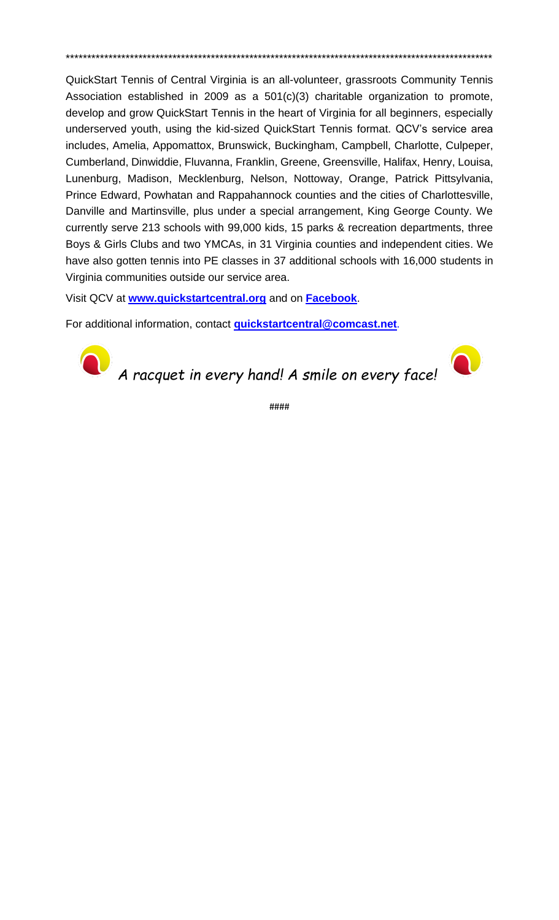****************************************************************************************************

QuickStart Tennis of Central Virginia is an all-volunteer, grassroots Community Tennis Association established in 2009 as a 501(c)(3) charitable organization to promote, develop and grow QuickStart Tennis in the heart of Virginia for all beginners, especially underserved youth, using the kid-sized QuickStart Tennis format. QCV's service area includes, Amelia, Appomattox, Brunswick, Buckingham, Campbell, Charlotte, Culpeper, Cumberland, Dinwiddie, Fluvanna, Franklin, Greene, Greensville, Halifax, Henry, Louisa, Lunenburg, Madison, Mecklenburg, Nelson, Nottoway, Orange, Patrick Pittsylvania, Prince Edward, Powhatan and Rappahannock counties and the cities of Charlottesville, Danville and Martinsville, plus under a special arrangement, King George County. We currently serve 213 schools with 99,000 kids, 15 parks & recreation departments, three Boys & Girls Clubs and two YMCAs, in 31 Virginia counties and independent cities. We have also gotten tennis into PE classes in 37 additional schools with 16,000 students in Virginia communities outside our service area.

Visit QCV at **[www.quickstartcentral.org](http://www.quickstartcentral.org)** and on **Facebook**.

For additional information, contact **quickstartcentral@comcast.net**.

*A racquet in every hand! A smile on every face!*

####